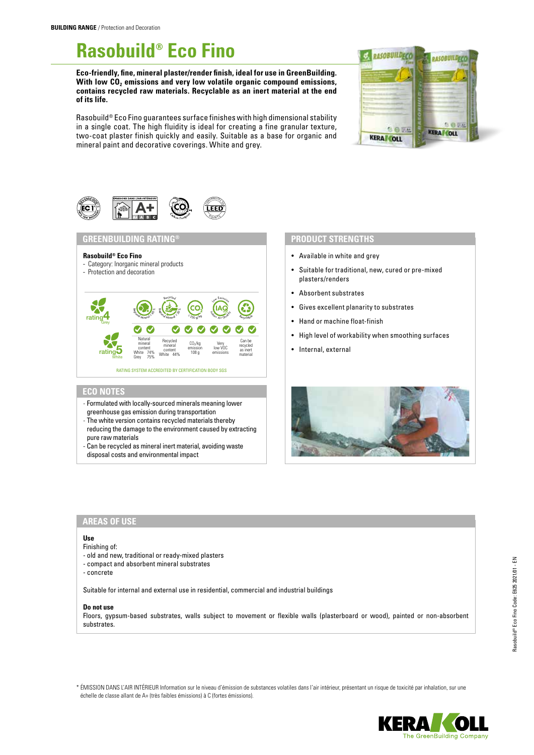**BUILDING RANGE** / Protection and Decoration

# Rasobuild® Eco Fino

**Eco-friendly, fine, mineral plaster/render finish, ideal for use in GreenBuilding. With low $CO_2$ emissions and very low volatile organic compound emissions, contains recycled raw materials. Recyclable as an inert material at the end of its life.**

Rasobuild® Eco Fino guarantees surface finishes with high dimensional stability in a single coat. The high fluidity is ideal for creating a fine granular texture, two-coat plaster finish quickly and easily. Suitable as a base for organic and mineral paint and decorative coverings. White and grey.

## GREENBUILDING RATING®

**Rasobuild® Eco Fino**
- Category: Inorganic mineral products
- Protection and decoration

| Rating | Natural mineral content | Recycled mineral content | $CO_2$/kg emission | Very low VOC emissions | Can be recycled as inert material |
|---|---|---|---|---|---|
| rating 4 Grey / rating 5 White | White 74% Grey 75% | White 44% | 108 g | ✓ | ✓ |

RATING SYSTEM ACCREDITED BY CERTIFICATION BODY SGS

## ECO NOTES

- Formulated with locally-sourced minerals meaning lower greenhouse gas emission during transportation
- The white version contains recycled materials thereby reducing the damage to the environment caused by extracting pure raw materials
- Can be recycled as mineral inert material, avoiding waste disposal costs and environmental impact

## PRODUCT STRENGTHS

- Available in white and grey
- Suitable for traditional, new, cured or pre-mixed plasters/renders
- Absorbent substrates
- Gives excellent planarity to substrates
- Hand or machine float-finish
- High level of workability when smoothing surfaces
- Internal, external

## AREAS OF USE

**Use**

Finishing of:
- old and new, traditional or ready-mixed plasters
- compact and absorbent mineral substrates
- concrete

Suitable for internal and external use in residential, commercial and industrial buildings

**Do not use**

Floors, gypsum-based substrates, walls subject to movement or flexible walls (plasterboard or wood), painted or non-absorbent substrates.

\* ÉMISSION DANS L'AIR INTÉRIEUR Information sur le niveau d'émission de substances volatiles dans l'air intérieur, présentant un risque de toxicité par inhalation, sur une échelle de classe allant de A+ (très faibles émissions) à C (fortes émissions).

Rasobuild® Eco Fino Code: E625 2021/01 - EN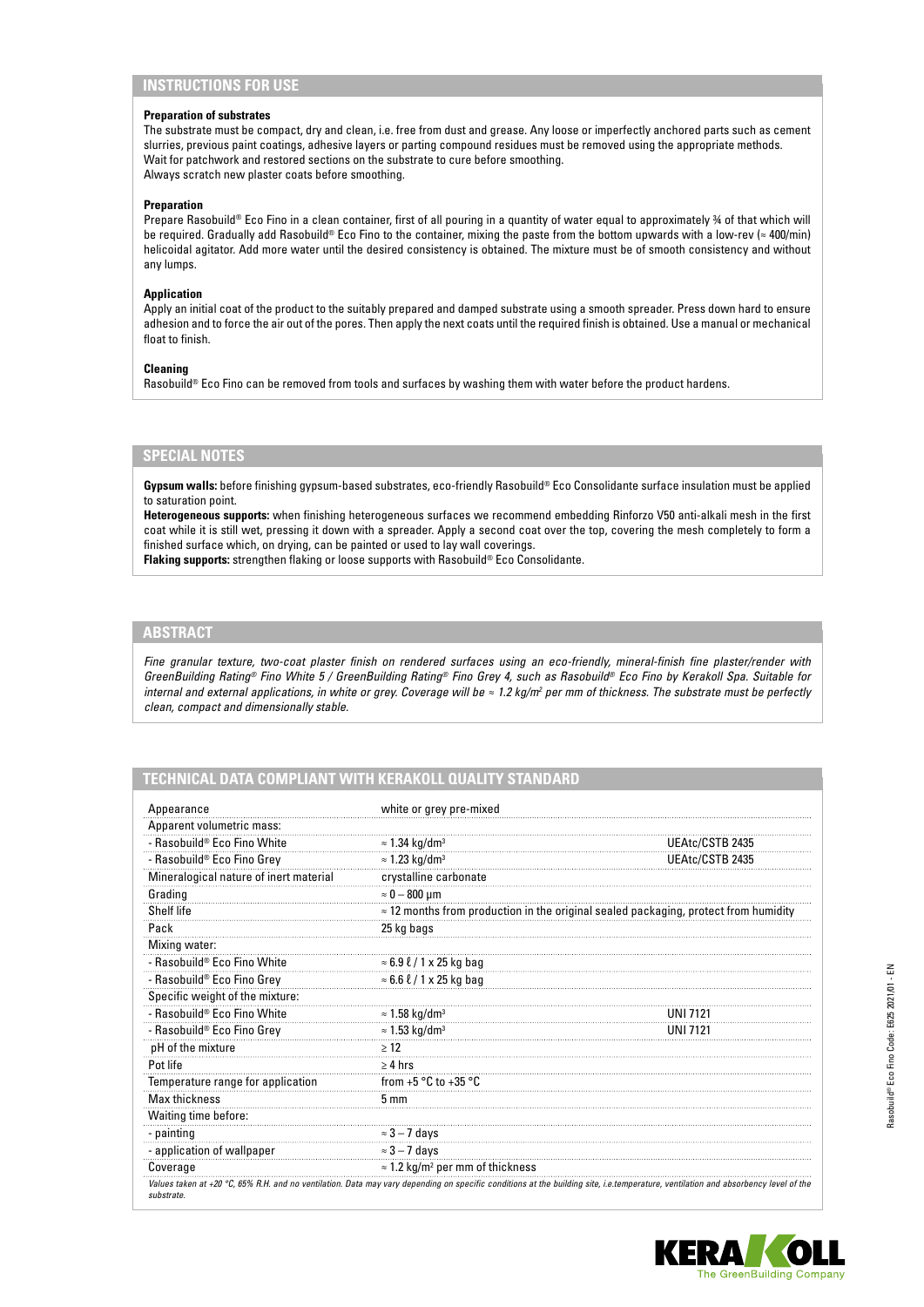## INSTRUCTIONS FOR USE

**Preparation of substrates**

The substrate must be compact, dry and clean, i.e. free from dust and grease. Any loose or imperfectly anchored parts such as cement slurries, previous paint coatings, adhesive layers or parting compound residues must be removed using the appropriate methods.
Wait for patchwork and restored sections on the substrate to cure before smoothing.
Always scratch new plaster coats before smoothing.

**Preparation**

Prepare Rasobuild® Eco Fino in a clean container, first of all pouring in a quantity of water equal to approximately ¾ of that which will be required. Gradually add Rasobuild® Eco Fino to the container, mixing the paste from the bottom upwards with a low-rev (≈ 400/min) helicoidal agitator. Add more water until the desired consistency is obtained. The mixture must be of smooth consistency and without any lumps.

**Application**

Apply an initial coat of the product to the suitably prepared and damped substrate using a smooth spreader. Press down hard to ensure adhesion and to force the air out of the pores. Then apply the next coats until the required finish is obtained. Use a manual or mechanical float to finish.

**Cleaning**

Rasobuild® Eco Fino can be removed from tools and surfaces by washing them with water before the product hardens.

## SPECIAL NOTES

**Gypsum walls:** before finishing gypsum-based substrates, eco-friendly Rasobuild® Eco Consolidante surface insulation must be applied to saturation point.
**Heterogeneous supports:** when finishing heterogeneous surfaces we recommend embedding Rinforzo V50 anti-alkali mesh in the first coat while it is still wet, pressing it down with a spreader. Apply a second coat over the top, covering the mesh completely to form a finished surface which, on drying, can be painted or used to lay wall coverings.
**Flaking supports:** strengthen flaking or loose supports with Rasobuild® Eco Consolidante.

## ABSTRACT

*Fine granular texture, two-coat plaster finish on rendered surfaces using an eco-friendly, mineral-finish fine plaster/render with GreenBuilding Rating® Fino White 5 / GreenBuilding Rating® Fino Grey 4, such as Rasobuild® Eco Fino by Kerakoll Spa. Suitable for internal and external applications, in white or grey. Coverage will be ≈ 1.2 kg/m² per mm of thickness. The substrate must be perfectly clean, compact and dimensionally stable.*

## TECHNICAL DATA COMPLIANT WITH KERAKOLL QUALITY STANDARD

| | | |
|---|---|---|
| Appearance | white or grey pre-mixed | |
| Apparent volumetric mass: | | |
| - Rasobuild® Eco Fino White | ≈ 1.34 kg/dm³ | UEAtc/CSTB 2435 |
| - Rasobuild® Eco Fino Grey | ≈ 1.23 kg/dm³ | UEAtc/CSTB 2435 |
| Mineralogical nature of inert material | crystalline carbonate | |
| Grading | ≈ 0 – 800 μm | |
| Shelf life | ≈ 12 months from production in the original sealed packaging, protect from humidity | |
| Pack | 25 kg bags | |
| Mixing water: | | |
| - Rasobuild® Eco Fino White | ≈ 6.9 ℓ / 1 x 25 kg bag | |
| - Rasobuild® Eco Fino Grey | ≈ 6.6 ℓ / 1 x 25 kg bag | |
| Specific weight of the mixture: | | |
| - Rasobuild® Eco Fino White | ≈ 1.58 kg/dm³ | UNI 7121 |
| - Rasobuild® Eco Fino Grey | ≈ 1.53 kg/dm³ | UNI 7121 |
| pH of the mixture | ≥ 12 | |
| Pot life | ≥ 4 hrs | |
| Temperature range for application | from +5 °C to +35 °C | |
| Max thickness | 5 mm | |
| Waiting time before: | | |
| - painting | ≈ 3 – 7 days | |
| - application of wallpaper | ≈ 3 – 7 days | |
| Coverage | ≈ 1.2 kg/m² per mm of thickness | |

*Values taken at +20 °C, 65% R.H. and no ventilation. Data may vary depending on specific conditions at the building site, i.e.temperature, ventilation and absorbency level of the substrate.*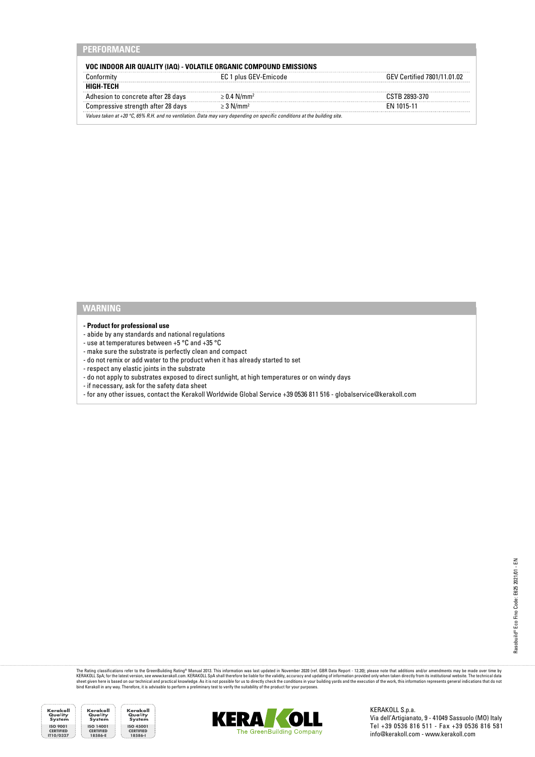## PERFORMANCE

| | | |
|---|---|---|
| **VOC INDOOR AIR QUALITY (IAQ) - VOLATILE ORGANIC COMPOUND EMISSIONS** | | |
| Conformity | EC 1 plus GEV-Emicode | GEV Certified 7801/11.01.02 |
| **HIGH-TECH** | | |
| Adhesion to concrete after 28 days | ≥ 0.4 N/mm² | CSTB 2893-370 |
| Compressive strength after 28 days | ≥ 3 N/mm² | EN 1015-11 |

*Values taken at +20 °C, 65% R.H. and no ventilation. Data may vary depending on specific conditions at the building site.*

## WARNING

- **Product for professional use**
- abide by any standards and national regulations
- use at temperatures between +5 °C and +35 °C
- make sure the substrate is perfectly clean and compact
- do not remix or add water to the product when it has already started to set
- respect any elastic joints in the substrate
- do not apply to substrates exposed to direct sunlight, at high temperatures or on windy days
- if necessary, ask for the safety data sheet
- for any other issues, contact the Kerakoll Worldwide Global Service +39 0536 811 516 - globalservice@kerakoll.com

Rasobuild® Eco Fino Code: E625 2021/01 - EN

The Rating classifications refer to the GreenBuilding Rating® Manual 2013. This information was last updated in November 2020 (ref. GBR Data Report - 12.20); please note that additions and/or amendments may be made over time by KERAKOLL SpA; for the latest version, see www.kerakoll.com. KERAKOLL SpA shall therefore be liable for the validity, accuracy and updating of information provided only when taken directly from its institutional website. The technical data sheet given here is based on our technical and practical knowledge. As it is not possible for us to directly check the conditions in your building yards and the execution of the work, this information represents general indications that do not bind Kerakoll in any way. Therefore, it is advisable to perform a preliminary test to verify the suitability of the product for your purposes.

Kerakoll Quality System ISO 9001 CERTIFIED IT10/0327

Kerakoll Quality System ISO 14001 CERTIFIED 18586-E

Kerakoll Quality System ISO 45001 CERTIFIED 18586-I

KERAKOLL The GreenBuilding Company

KERAKOLL S.p.a.
Via dell'Artigianato, 9 - 41049 Sassuolo (MO) Italy
Tel +39 0536 816 511 - Fax +39 0536 816 581
info@kerakoll.com - www.kerakoll.com